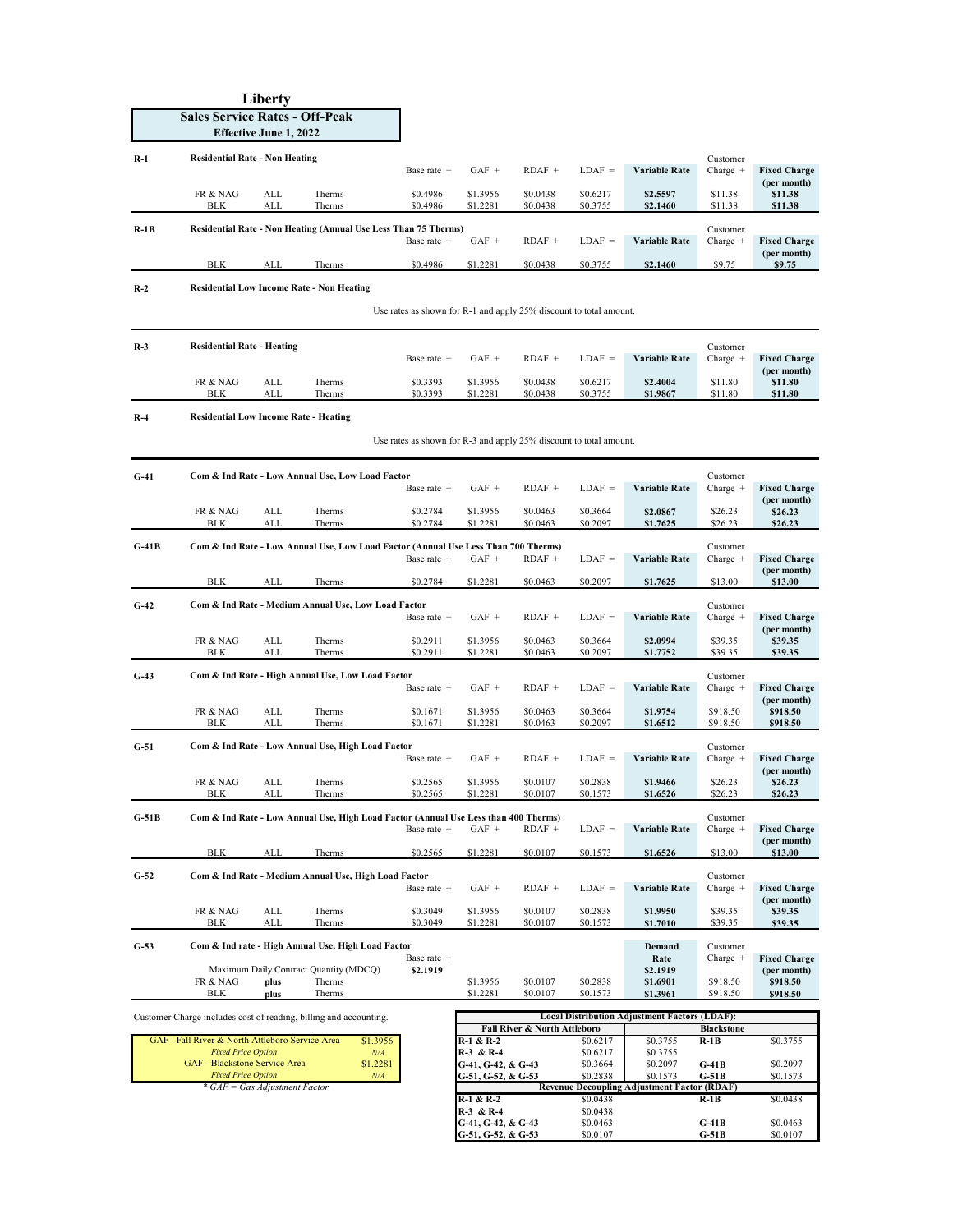# Liberty

## Sales Service Rates - Off-Peak

**Effective June 1, 2022**

### R-1 Residential Rate - Non Heating

| | | | Base rate + | GAF + | RDAF + | LDAF = | Variable Rate | Customer Charge + | Fixed Charge (per month) |
|---|---|---|---|---|---|---|---|---|---|
| FR & NAG | ALL | Therms | $0.4986 | $1.3956 | $0.0438 | $0.6217 | **$2.5597** | $11.38 | **$11.38** |
| BLK | ALL | Therms | $0.4986 | $1.2281 | $0.0438 | $0.3755 | **$2.1460** | $11.38 | **$11.38** |

### R-1B Residential Rate - Non Heating (Annual Use Less Than 75 Therms)

| | | | Base rate + | GAF + | RDAF + | LDAF = | Variable Rate | Customer Charge + | Fixed Charge (per month) |
|---|---|---|---|---|---|---|---|---|---|
| BLK | ALL | Therms | $0.4986 | $1.2281 | $0.0438 | $0.3755 | **$2.1460** | $9.75 | **$9.75** |

### R-2 Residential Low Income Rate - Non Heating

Use rates as shown for R-1 and apply 25% discount to total amount.

### R-3 Residential Rate - Heating

| | | | Base rate + | GAF + | RDAF + | LDAF = | Variable Rate | Customer Charge + | Fixed Charge (per month) |
|---|---|---|---|---|---|---|---|---|---|
| FR & NAG | ALL | Therms | $0.3393 | $1.3956 | $0.0438 | $0.6217 | **$2.4004** | $11.80 | **$11.80** |
| BLK | ALL | Therms | $0.3393 | $1.2281 | $0.0438 | $0.3755 | **$1.9867** | $11.80 | **$11.80** |

### R-4 Residential Low Income Rate - Heating

Use rates as shown for R-3 and apply 25% discount to total amount.

### G-41 Com & Ind Rate - Low Annual Use, Low Load Factor

| | | | Base rate + | GAF + | RDAF + | LDAF = | Variable Rate | Customer Charge + | Fixed Charge (per month) |
|---|---|---|---|---|---|---|---|---|---|
| FR & NAG | ALL | Therms | $0.2784 | $1.3956 | $0.0463 | $0.3664 | **$2.0867** | $26.23 | **$26.23** |
| BLK | ALL | Therms | $0.2784 | $1.2281 | $0.0463 | $0.2097 | **$1.7625** | $26.23 | **$26.23** |

### G-41B Com & Ind Rate - Low Annual Use, Low Load Factor (Annual Use Less Than 700 Therms)

| | | | Base rate + | GAF + | RDAF + | LDAF = | Variable Rate | Customer Charge + | Fixed Charge (per month) |
|---|---|---|---|---|---|---|---|---|---|
| BLK | ALL | Therms | $0.2784 | $1.2281 | $0.0463 | $0.2097 | **$1.7625** | $13.00 | **$13.00** |

### G-42 Com & Ind Rate - Medium Annual Use, Low Load Factor

| | | | Base rate + | GAF + | RDAF + | LDAF = | Variable Rate | Customer Charge + | Fixed Charge (per month) |
|---|---|---|---|---|---|---|---|---|---|
| FR & NAG | ALL | Therms | $0.2911 | $1.3956 | $0.0463 | $0.3664 | **$2.0994** | $39.35 | **$39.35** |
| BLK | ALL | Therms | $0.2911 | $1.2281 | $0.0463 | $0.2097 | **$1.7752** | $39.35 | **$39.35** |

### G-43 Com & Ind Rate - High Annual Use, Low Load Factor

| | | | Base rate + | GAF + | RDAF + | LDAF = | Variable Rate | Customer Charge + | Fixed Charge (per month) |
|---|---|---|---|---|---|---|---|---|---|
| FR & NAG | ALL | Therms | $0.1671 | $1.3956 | $0.0463 | $0.3664 | **$1.9754** | $918.50 | **$918.50** |
| BLK | ALL | Therms | $0.1671 | $1.2281 | $0.0463 | $0.2097 | **$1.6512** | $918.50 | **$918.50** |

### G-51 Com & Ind Rate - Low Annual Use, High Load Factor

| | | | Base rate + | GAF + | RDAF + | LDAF = | Variable Rate | Customer Charge + | Fixed Charge (per month) |
|---|---|---|---|---|---|---|---|---|---|
| FR & NAG | ALL | Therms | $0.2565 | $1.3956 | $0.0107 | $0.2838 | **$1.9466** | $26.23 | **$26.23** |
| BLK | ALL | Therms | $0.2565 | $1.2281 | $0.0107 | $0.1573 | **$1.6526** | $26.23 | **$26.23** |

### G-51B Com & Ind Rate - Low Annual Use, High Load Factor (Annual Use Less than 400 Therms)

| | | | Base rate + | GAF + | RDAF + | LDAF = | Variable Rate | Customer Charge + | Fixed Charge (per month) |
|---|---|---|---|---|---|---|---|---|---|
| BLK | ALL | Therms | $0.2565 | $1.2281 | $0.0107 | $0.1573 | **$1.6526** | $13.00 | **$13.00** |

### G-52 Com & Ind Rate - Medium Annual Use, High Load Factor

| | | | Base rate + | GAF + | RDAF + | LDAF = | Variable Rate | Customer Charge + | Fixed Charge (per month) |
|---|---|---|---|---|---|---|---|---|---|
| FR & NAG | ALL | Therms | $0.3049 | $1.3956 | $0.0107 | $0.2838 | **$1.9950** | $39.35 | **$39.35** |
| BLK | ALL | Therms | $0.3049 | $1.2281 | $0.0107 | $0.1573 | **$1.7010** | $39.35 | **$39.35** |

### G-53 Com & Ind rate - High Annual Use, High Load Factor

| | | | Base rate + | GAF + | RDAF + | LDAF = | Demand Rate | Customer Charge + | Fixed Charge (per month) |
|---|---|---|---|---|---|---|---|---|---|
| Maximum Daily Contract Quantity (MDCQ) | | | **$2.1919** | | | | **$2.1919** | | |
| FR & NAG | **plus** | Therms | | $1.3956 | $0.0107 | $0.2838 | **$1.6901** | $918.50 | **$918.50** |
| BLK | **plus** | Therms | | $1.2281 | $0.0107 | $0.1573 | **$1.3961** | $918.50 | **$918.50** |

Customer Charge includes cost of reading, billing and accounting.

| | |
|---|---|
| GAF - Fall River & North Attleboro Service Area | $1.3956 |
| *Fixed Price Option* | *N/A* |
| GAF - Blackstone Service Area | $1.2281 |
| *Fixed Price Option* | *N/A* |

*\* GAF = Gas Adjustment Factor*

| **Local Distribution Adjustment Factors (LDAF):** | | | | |
|---|---|---|---|---|
| **Fall River & North Attleboro** | | **Blackstone** | | |
| **R-1 & R-2** | $0.6217 | $0.3755 | **R-1B** | $0.3755 |
| **R-3 & R-4** | $0.6217 | $0.3755 | | |
| **G-41, G-42, & G-43** | $0.3664 | $0.2097 | **G-41B** | $0.2097 |
| **G-51, G-52, & G-53** | $0.2838 | $0.1573 | **G-51B** | $0.1573 |
| **Revenue Decoupling Adjustment Factor (RDAF)** | | | | |
| **R-1 & R-2** | $0.0438 | | **R-1B** | $0.0438 |
| **R-3 & R-4** | $0.0438 | | | |
| **G-41, G-42, & G-43** | $0.0463 | | **G-41B** | $0.0463 |
| **G-51, G-52, & G-53** | $0.0107 | | **G-51B** | $0.0107 |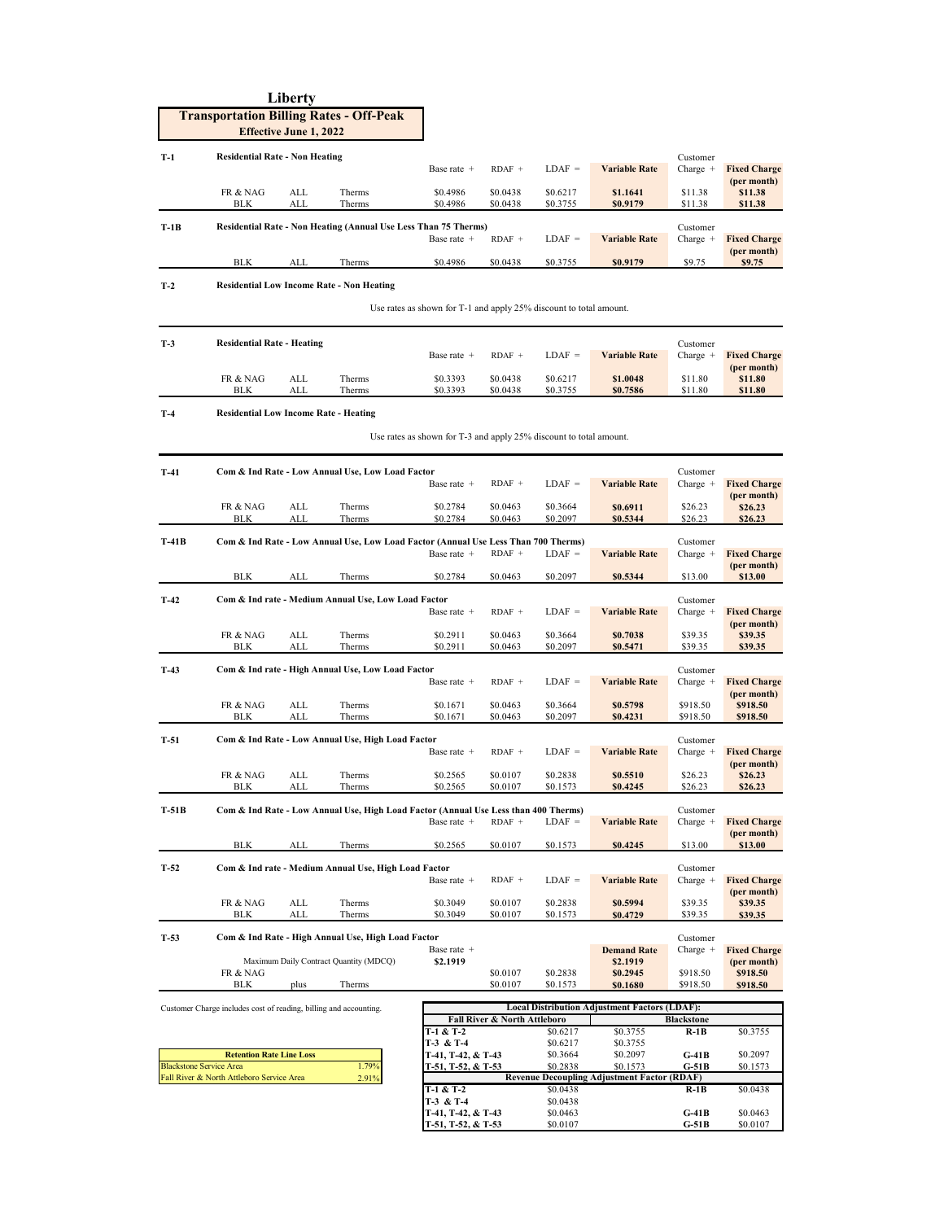# Liberty

## Transportation Billing Rates - Off-Peak

**Effective June 1, 2022**

**T-1** **Residential Rate - Non Heating**

| | | | Base rate + | RDAF + | LDAF = | Variable Rate | Customer Charge + | Fixed Charge (per month) |
|---|---|---|---|---|---|---|---|---|
| FR & NAG | ALL | Therms | $0.4986 | $0.0438 | $0.6217 | **$1.1641** | $11.38 | **$11.38** |
| BLK | ALL | Therms | $0.4986 | $0.0438 | $0.3755 | **$0.9179** | $11.38 | **$11.38** |

**T-1B** **Residential Rate - Non Heating (Annual Use Less Than 75 Therms)**

| | | | Base rate + | RDAF + | LDAF = | Variable Rate | Customer Charge + | Fixed Charge (per month) |
|---|---|---|---|---|---|---|---|---|
| BLK | ALL | Therms | $0.4986 | $0.0438 | $0.3755 | **$0.9179** | $9.75 | **$9.75** |

**T-2** **Residential Low Income Rate - Non Heating**

Use rates as shown for T-1 and apply 25% discount to total amount.

**T-3** **Residential Rate - Heating**

| | | | Base rate + | RDAF + | LDAF = | Variable Rate | Customer Charge + | Fixed Charge (per month) |
|---|---|---|---|---|---|---|---|---|
| FR & NAG | ALL | Therms | $0.3393 | $0.0438 | $0.6217 | **$1.0048** | $11.80 | **$11.80** |
| BLK | ALL | Therms | $0.3393 | $0.0438 | $0.3755 | **$0.7586** | $11.80 | **$11.80** |

**T-4** **Residential Low Income Rate - Heating**

Use rates as shown for T-3 and apply 25% discount to total amount.

**T-41** **Com & Ind Rate - Low Annual Use, Low Load Factor**

| | | | Base rate + | RDAF + | LDAF = | Variable Rate | Customer Charge + | Fixed Charge (per month) |
|---|---|---|---|---|---|---|---|---|
| FR & NAG | ALL | Therms | $0.2784 | $0.0463 | $0.3664 | **$0.6911** | $26.23 | **$26.23** |
| BLK | ALL | Therms | $0.2784 | $0.0463 | $0.2097 | **$0.5344** | $26.23 | **$26.23** |

**T-41B** **Com & Ind Rate - Low Annual Use, Low Load Factor (Annual Use Less Than 700 Therms)**

| | | | Base rate + | RDAF + | LDAF = | Variable Rate | Customer Charge + | Fixed Charge (per month) |
|---|---|---|---|---|---|---|---|---|
| BLK | ALL | Therms | $0.2784 | $0.0463 | $0.2097 | **$0.5344** | $13.00 | **$13.00** |

**T-42** **Com & Ind rate - Medium Annual Use, Low Load Factor**

| | | | Base rate + | RDAF + | LDAF = | Variable Rate | Customer Charge + | Fixed Charge (per month) |
|---|---|---|---|---|---|---|---|---|
| FR & NAG | ALL | Therms | $0.2911 | $0.0463 | $0.3664 | **$0.7038** | $39.35 | **$39.35** |
| BLK | ALL | Therms | $0.2911 | $0.0463 | $0.2097 | **$0.5471** | $39.35 | **$39.35** |

**T-43** **Com & Ind rate - High Annual Use, Low Load Factor**

| | | | Base rate + | RDAF + | LDAF = | Variable Rate | Customer Charge + | Fixed Charge (per month) |
|---|---|---|---|---|---|---|---|---|
| FR & NAG | ALL | Therms | $0.1671 | $0.0463 | $0.3664 | **$0.5798** | $918.50 | **$918.50** |
| BLK | ALL | Therms | $0.1671 | $0.0463 | $0.2097 | **$0.4231** | $918.50 | **$918.50** |

**T-51** **Com & Ind Rate - Low Annual Use, High Load Factor**

| | | | Base rate + | RDAF + | LDAF = | Variable Rate | Customer Charge + | Fixed Charge (per month) |
|---|---|---|---|---|---|---|---|---|
| FR & NAG | ALL | Therms | $0.2565 | $0.0107 | $0.2838 | **$0.5510** | $26.23 | **$26.23** |
| BLK | ALL | Therms | $0.2565 | $0.0107 | $0.1573 | **$0.4245** | $26.23 | **$26.23** |

**T-51B** **Com & Ind Rate - Low Annual Use, High Load Factor (Annual Use Less than 400 Therms)**

| | | | Base rate + | RDAF + | LDAF = | Variable Rate | Customer Charge + | Fixed Charge (per month) |
|---|---|---|---|---|---|---|---|---|
| BLK | ALL | Therms | $0.2565 | $0.0107 | $0.1573 | **$0.4245** | $13.00 | **$13.00** |

**T-52** **Com & Ind rate - Medium Annual Use, High Load Factor**

| | | | Base rate + | RDAF + | LDAF = | Variable Rate | Customer Charge + | Fixed Charge (per month) |
|---|---|---|---|---|---|---|---|---|
| FR & NAG | ALL | Therms | $0.3049 | $0.0107 | $0.2838 | **$0.5994** | $39.35 | **$39.35** |
| BLK | ALL | Therms | $0.3049 | $0.0107 | $0.1573 | **$0.4729** | $39.35 | **$39.35** |

**T-53** **Com & Ind Rate - High Annual Use, High Load Factor**

| | | | Base rate + | RDAF | LDAF | Demand Rate | Customer Charge + | Fixed Charge (per month) |
|---|---|---|---|---|---|---|---|---|
| | Maximum Daily Contract Quantity (MDCQ) | | **$2.1919** | | | **$2.1919** | | |
| FR & NAG | | | | $0.0107 | $0.2838 | **$0.2945** | $918.50 | **$918.50** |
| BLK | plus | Therms | | $0.0107 | $0.1573 | **$0.1680** | $918.50 | **$918.50** |

Customer Charge includes cost of reading, billing and accounting.

| Retention Rate Line Loss | |
|---|---|
| Blackstone Service Area | 1.79% |
| Fall River & North Attleboro Service Area | 2.91% |

| **Local Distribution Adjustment Factors (LDAF):** | | | | |
|---|---|---|---|---|
| **Fall River & North Attleboro** | | | **Blackstone** | |
| **T-1 & T-2** | $0.6217 | $0.3755 | **R-1B** | $0.3755 |
| **T-3 & T-4** | $0.6217 | $0.3755 | | |
| **T-41, T-42, & T-43** | $0.3664 | $0.2097 | **G-41B** | $0.2097 |
| **T-51, T-52, & T-53** | $0.2838 | $0.1573 | **G-51B** | $0.1573 |
| **Revenue Decoupling Adjustment Factor (RDAF)** | | | | |
| **T-1 & T-2** | $0.0438 | | **R-1B** | $0.0438 |
| **T-3 & T-4** | $0.0438 | | | |
| **T-41, T-42, & T-43** | $0.0463 | | **G-41B** | $0.0463 |
| **T-51, T-52, & T-53** | $0.0107 | | **G-51B** | $0.0107 |